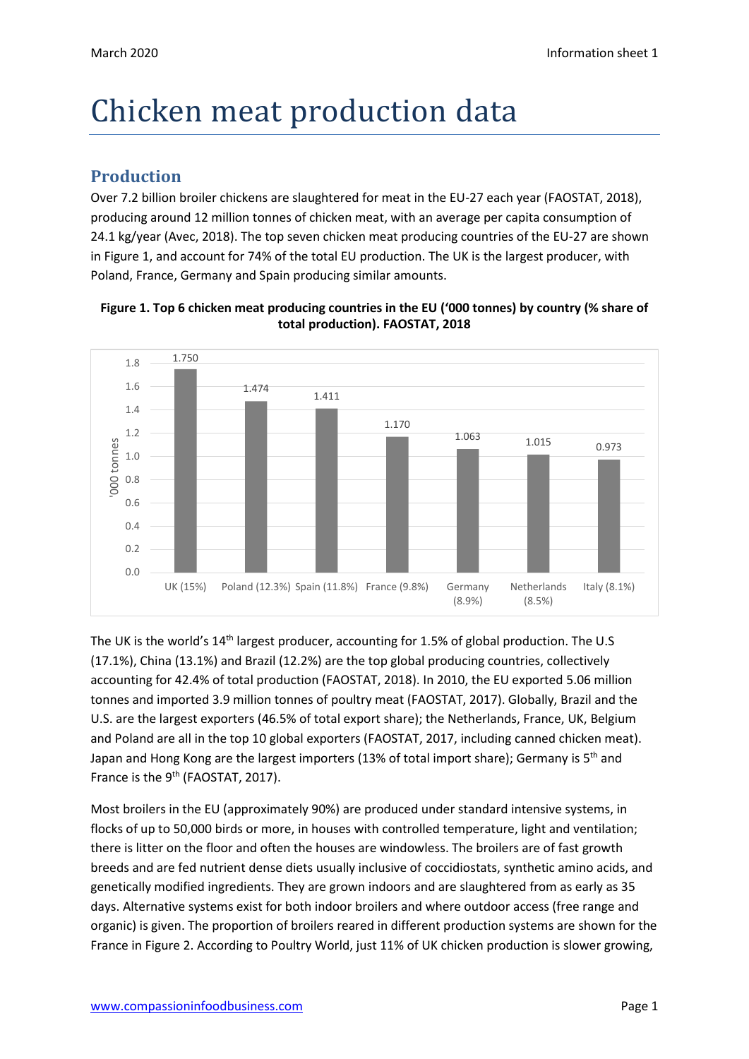# Chicken meat production data

## Production

Over 7.2 billion broiler chickens are slaughtered for meat in the EU-27 each year (FAOSTAT, 2018), producing around 12 million tonnes of chicken meat, with an average per capita consumption of 24.1 kg/year (Avec, 2018). The top seven chicken meat producing countries of the EU-27 are shown in Figure 1, and account for 74% of the total EU production. The UK is the largest producer, with Poland, France, Germany and Spain producing similar amounts.

**Figure 1. Top 6 chicken meat producing countries in the EU ('000 tonnes) by country (% share of total production). FAOSTAT, 2018**

| Country (% share) | '000 tonnes |
| --- | --- |
| UK (15%) | 1.750 |
| Poland (12.3%) | 1.474 |
| Spain (11.8%) | 1.411 |
| France (9.8%) | 1.170 |
| Germany (8.9%) | 1.063 |
| Netherlands (8.5%) | 1.015 |
| Italy (8.1%) | 0.973 |

The UK is the world's 14th largest producer, accounting for 1.5% of global production. The U.S (17.1%), China (13.1%) and Brazil (12.2%) are the top global producing countries, collectively accounting for 42.4% of total production (FAOSTAT, 2018). In 2010, the EU exported 5.06 million tonnes and imported 3.9 million tonnes of poultry meat (FAOSTAT, 2017). Globally, Brazil and the U.S. are the largest exporters (46.5% of total export share); the Netherlands, France, UK, Belgium and Poland are all in the top 10 global exporters (FAOSTAT, 2017, including canned chicken meat). Japan and Hong Kong are the largest importers (13% of total import share); Germany is 5th and France is the 9th (FAOSTAT, 2017).

Most broilers in the EU (approximately 90%) are produced under standard intensive systems, in flocks of up to 50,000 birds or more, in houses with controlled temperature, light and ventilation; there is litter on the floor and often the houses are windowless. The broilers are of fast growth breeds and are fed nutrient dense diets usually inclusive of coccidiostats, synthetic amino acids, and genetically modified ingredients. They are grown indoors and are slaughtered from as early as 35 days. Alternative systems exist for both indoor broilers and where outdoor access (free range and organic) is given. The proportion of broilers reared in different production systems are shown for the France in Figure 2. According to Poultry World, just 11% of UK chicken production is slower growing,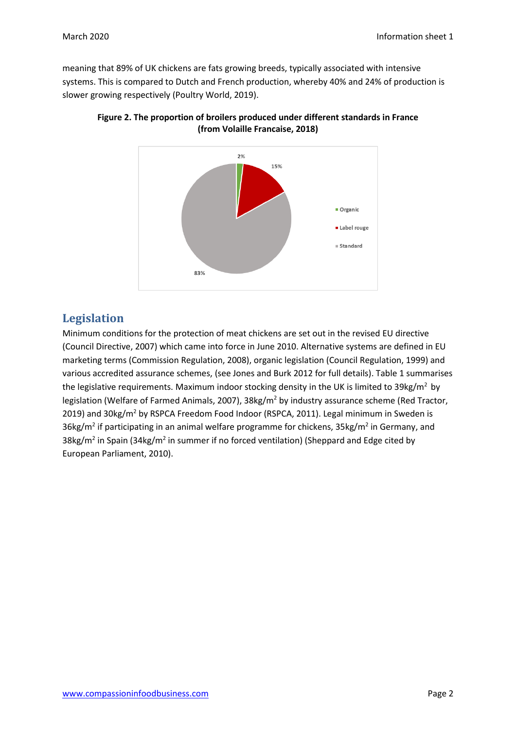meaning that 89% of UK chickens are fats growing breeds, typically associated with intensive systems. This is compared to Dutch and French production, whereby 40% and 24% of production is slower growing respectively (Poultry World, 2019).

**Figure 2. The proportion of broilers produced under different standards in France (from Volaille Francaise, 2018)**

## Legislation

Minimum conditions for the protection of meat chickens are set out in the revised EU directive (Council Directive, 2007) which came into force in June 2010. Alternative systems are defined in EU marketing terms (Commission Regulation, 2008), organic legislation (Council Regulation, 1999) and various accredited assurance schemes, (see Jones and Burk 2012 for full details). Table 1 summarises the legislative requirements. Maximum indoor stocking density in the UK is limited to 39kg/m$^2$ by legislation (Welfare of Farmed Animals, 2007), 38kg/m$^2$ by industry assurance scheme (Red Tractor, 2019) and 30kg/m$^2$ by RSPCA Freedom Food Indoor (RSPCA, 2011). Legal minimum in Sweden is 36kg/m$^2$ if participating in an animal welfare programme for chickens, 35kg/m$^2$ in Germany, and 38kg/m$^2$ in Spain (34kg/m$^2$ in summer if no forced ventilation) (Sheppard and Edge cited by European Parliament, 2010).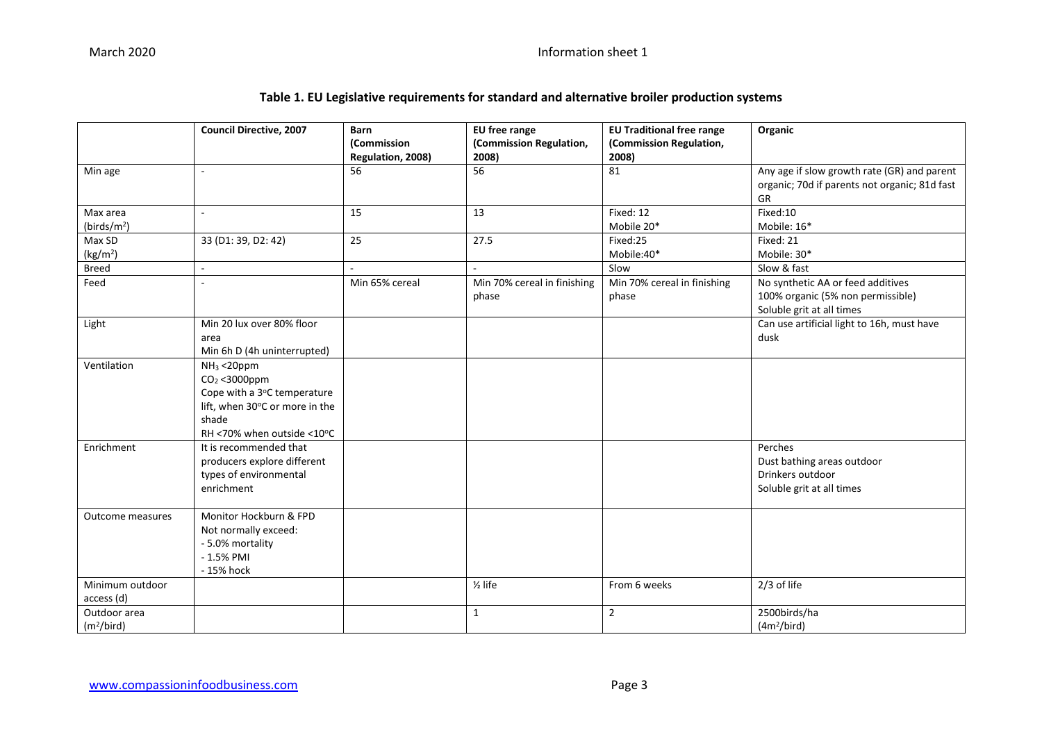**Table 1. EU Legislative requirements for standard and alternative broiler production systems**

| | Council Directive, 2007 | Barn (Commission Regulation, 2008) | EU free range (Commission Regulation, 2008) | EU Traditional free range (Commission Regulation, 2008) | Organic |
|---|---|---|---|---|---|
| Min age | - | 56 | 56 | 81 | Any age if slow growth rate (GR) and parent organic; 70d if parents not organic; 81d fast GR |
| Max area (birds/m$^2$) | - | 15 | 13 | Fixed: 12<br>Mobile 20* | Fixed:10<br>Mobile: 16* |
| Max SD (kg/m$^2$) | 33 (D1: 39, D2: 42) | 25 | 27.5 | Fixed:25<br>Mobile:40* | Fixed: 21<br>Mobile: 30* |
| Breed | - | - | - | Slow | Slow & fast |
| Feed | - | Min 65% cereal | Min 70% cereal in finishing phase | Min 70% cereal in finishing phase | No synthetic AA or feed additives<br>100% organic (5% non permissible)<br>Soluble grit at all times |
| Light | Min 20 lux over 80% floor area<br>Min 6h D (4h uninterrupted) | | | | Can use artificial light to 16h, must have dusk |
| Ventilation | $NH_3$ <20ppm<br>$CO_2$ <3000ppm<br>Cope with a 3°C temperature lift, when 30°C or more in the shade<br>RH <70% when outside <10°C | | | | |
| Enrichment | It is recommended that producers explore different types of environmental enrichment | | | | Perches<br>Dust bathing areas outdoor<br>Drinkers outdoor<br>Soluble grit at all times |
| Outcome measures | Monitor Hockburn & FPD<br>Not normally exceed:<br>- 5.0% mortality<br>- 1.5% PMI<br>- 15% hock | | | | |
| Minimum outdoor access (d) | | | ½ life | From 6 weeks | 2/3 of life |
| Outdoor area (m$^2$/bird) | | | 1 | 2 | 2500birds/ha<br>(4m$^2$/bird) |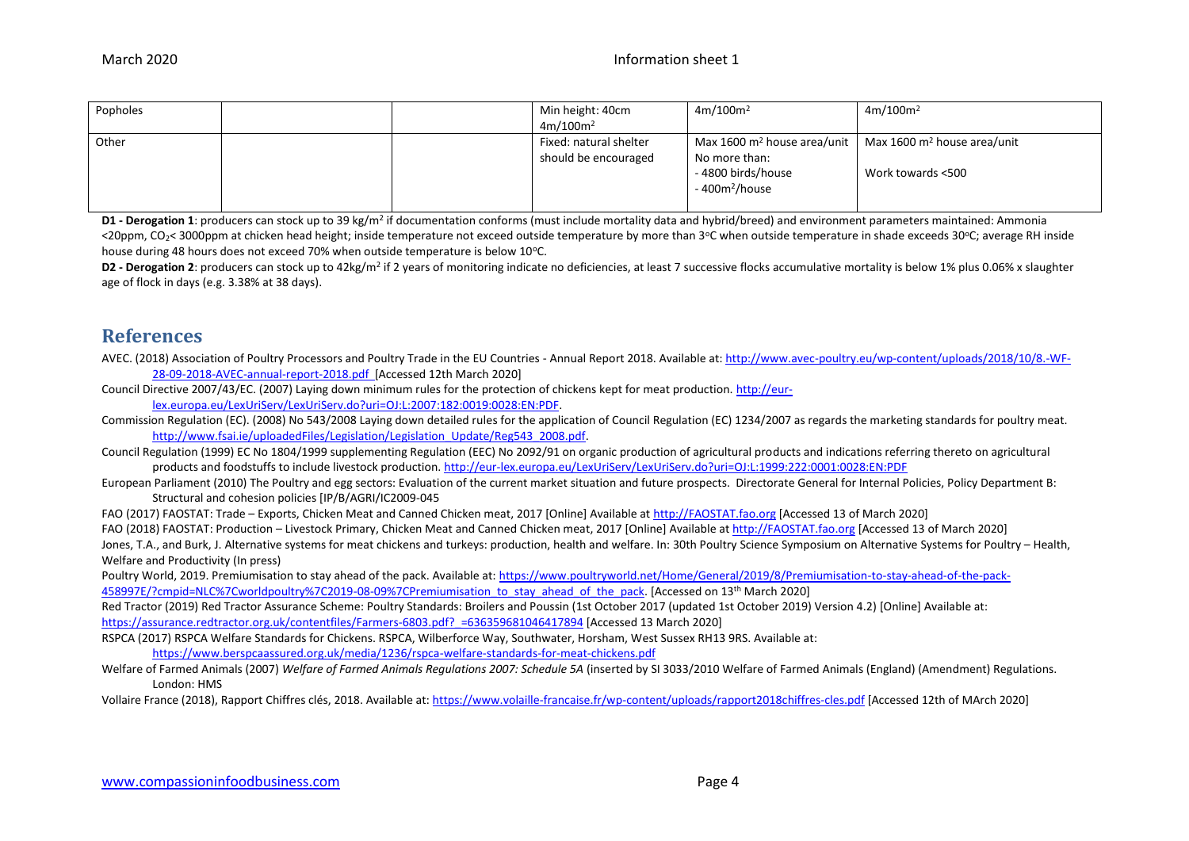| | | | | | |
|---|---|---|---|---|---|
| Popholes | | | Min height: 40cm 4m/100m² | 4m/100m² | 4m/100m² |
| Other | | | Fixed: natural shelter should be encouraged | Max 1600 m² house area/unit No more than: - 4800 birds/house - 400m²/house | Max 1600 m² house area/unit Work towards <500 |

**D1 - Derogation 1**: producers can stock up to 39 kg/m² if documentation conforms (must include mortality data and hybrid/breed) and environment parameters maintained: Ammonia <20ppm, $CO_2$< 3000ppm at chicken head height; inside temperature not exceed outside temperature by more than 3°C when outside temperature in shade exceeds 30°C; average RH inside house during 48 hours does not exceed 70% when outside temperature is below 10°C.

**D2 - Derogation 2**: producers can stock up to 42kg/m² if 2 years of monitoring indicate no deficiencies, at least 7 successive flocks accumulative mortality is below 1% plus 0.06% x slaughter age of flock in days (e.g. 3.38% at 38 days).

## References

AVEC. (2018) Association of Poultry Processors and Poultry Trade in the EU Countries - Annual Report 2018. Available at: http://www.avec-poultry.eu/wp-content/uploads/2018/10/8.-WF-28-09-2018-AVEC-annual-report-2018.pdf [Accessed 12th March 2020]

Council Directive 2007/43/EC. (2007) Laying down minimum rules for the protection of chickens kept for meat production. http://eur-lex.europa.eu/LexUriServ/LexUriServ.do?uri=OJ:L:2007:182:0019:0028:EN:PDF.

Commission Regulation (EC). (2008) No 543/2008 Laying down detailed rules for the application of Council Regulation (EC) 1234/2007 as regards the marketing standards for poultry meat. http://www.fsai.ie/uploadedFiles/Legislation/Legislation_Update/Reg543_2008.pdf.

Council Regulation (1999) EC No 1804/1999 supplementing Regulation (EEC) No 2092/91 on organic production of agricultural products and indications referring thereto on agricultural products and foodstuffs to include livestock production. http://eur-lex.europa.eu/LexUriServ/LexUriServ.do?uri=OJ:L:1999:222:0001:0028:EN:PDF

European Parliament (2010) The Poultry and egg sectors: Evaluation of the current market situation and future prospects. Directorate General for Internal Policies, Policy Department B: Structural and cohesion policies [IP/B/AGRI/IC2009-045

FAO (2017) FAOSTAT: Trade – Exports, Chicken Meat and Canned Chicken meat, 2017 [Online] Available at http://FAOSTAT.fao.org [Accessed 13 of March 2020]

FAO (2018) FAOSTAT: Production – Livestock Primary, Chicken Meat and Canned Chicken meat, 2017 [Online] Available at http://FAOSTAT.fao.org [Accessed 13 of March 2020]

Jones, T.A., and Burk, J. Alternative systems for meat chickens and turkeys: production, health and welfare. In: 30th Poultry Science Symposium on Alternative Systems for Poultry – Health, Welfare and Productivity (In press)

Poultry World, 2019. Premiumisation to stay ahead of the pack. Available at: https://www.poultryworld.net/Home/General/2019/8/Premiumisation-to-stay-ahead-of-the-pack-458997E/?cmpid=NLC%7Cworldpoultry%7C2019-08-09%7CPremiumisation_to_stay_ahead_of_the_pack. [Accessed on 13th March 2020]

Red Tractor (2019) Red Tractor Assurance Scheme: Poultry Standards: Broilers and Poussin (1st October 2017 (updated 1st October 2019) Version 4.2) [Online] Available at: https://assurance.redtractor.org.uk/contentfiles/Farmers-6803.pdf?_=636359681046417894 [Accessed 13 March 2020]

RSPCA (2017) RSPCA Welfare Standards for Chickens. RSPCA, Wilberforce Way, Southwater, Horsham, West Sussex RH13 9RS. Available at: https://www.berspcaassured.org.uk/media/1236/rspca-welfare-standards-for-meat-chickens.pdf

Welfare of Farmed Animals (2007) *Welfare of Farmed Animals Regulations 2007: Schedule 5A* (inserted by SI 3033/2010 Welfare of Farmed Animals (England) (Amendment) Regulations. London: HMS

Vollaire France (2018), Rapport Chiffres clés, 2018. Available at: https://www.volaille-francaise.fr/wp-content/uploads/rapport2018chiffres-cles.pdf [Accessed 12th of MArch 2020]